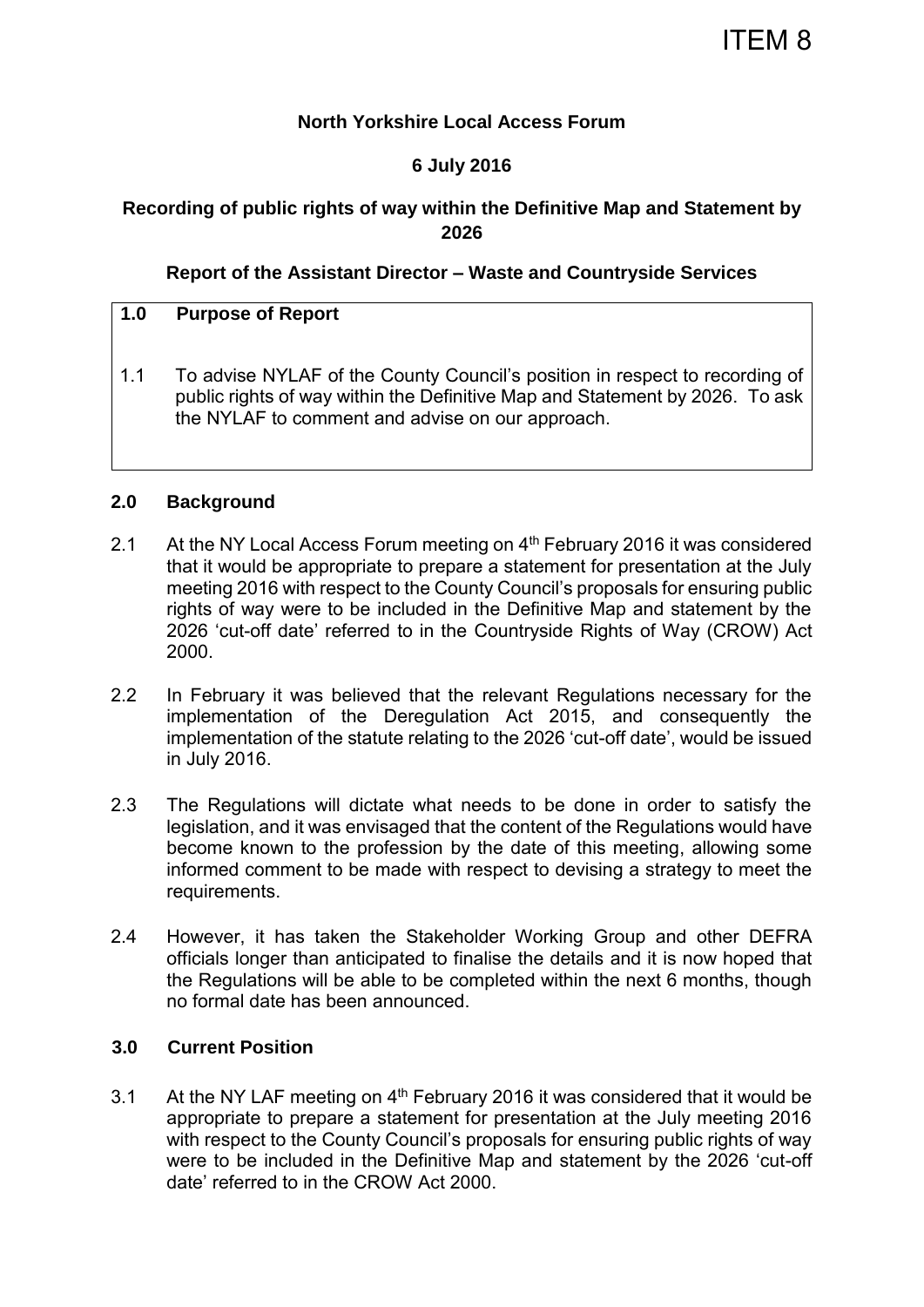ITEM 8

**North Yorkshire Local Access Forum**

**6 July 2016**

**Recording of public rights of way within the Definitive Map and Statement by 2026**

**Report of the Assistant Director – Waste and Countryside Services**

## 1.0 Purpose of Report

1.1 To advise NYLAF of the County Council's position in respect to recording of public rights of way within the Definitive Map and Statement by 2026. To ask the NYLAF to comment and advise on our approach.

## 2.0 Background

2.1 At the NY Local Access Forum meeting on 4th February 2016 it was considered that it would be appropriate to prepare a statement for presentation at the July meeting 2016 with respect to the County Council's proposals for ensuring public rights of way were to be included in the Definitive Map and statement by the 2026 'cut-off date' referred to in the Countryside Rights of Way (CROW) Act 2000.

2.2 In February it was believed that the relevant Regulations necessary for the implementation of the Deregulation Act 2015, and consequently the implementation of the statute relating to the 2026 'cut-off date', would be issued in July 2016.

2.3 The Regulations will dictate what needs to be done in order to satisfy the legislation, and it was envisaged that the content of the Regulations would have become known to the profession by the date of this meeting, allowing some informed comment to be made with respect to devising a strategy to meet the requirements.

2.4 However, it has taken the Stakeholder Working Group and other DEFRA officials longer than anticipated to finalise the details and it is now hoped that the Regulations will be able to be completed within the next 6 months, though no formal date has been announced.

## 3.0 Current Position

3.1 At the NY LAF meeting on 4th February 2016 it was considered that it would be appropriate to prepare a statement for presentation at the July meeting 2016 with respect to the County Council's proposals for ensuring public rights of way were to be included in the Definitive Map and statement by the 2026 'cut-off date' referred to in the CROW Act 2000.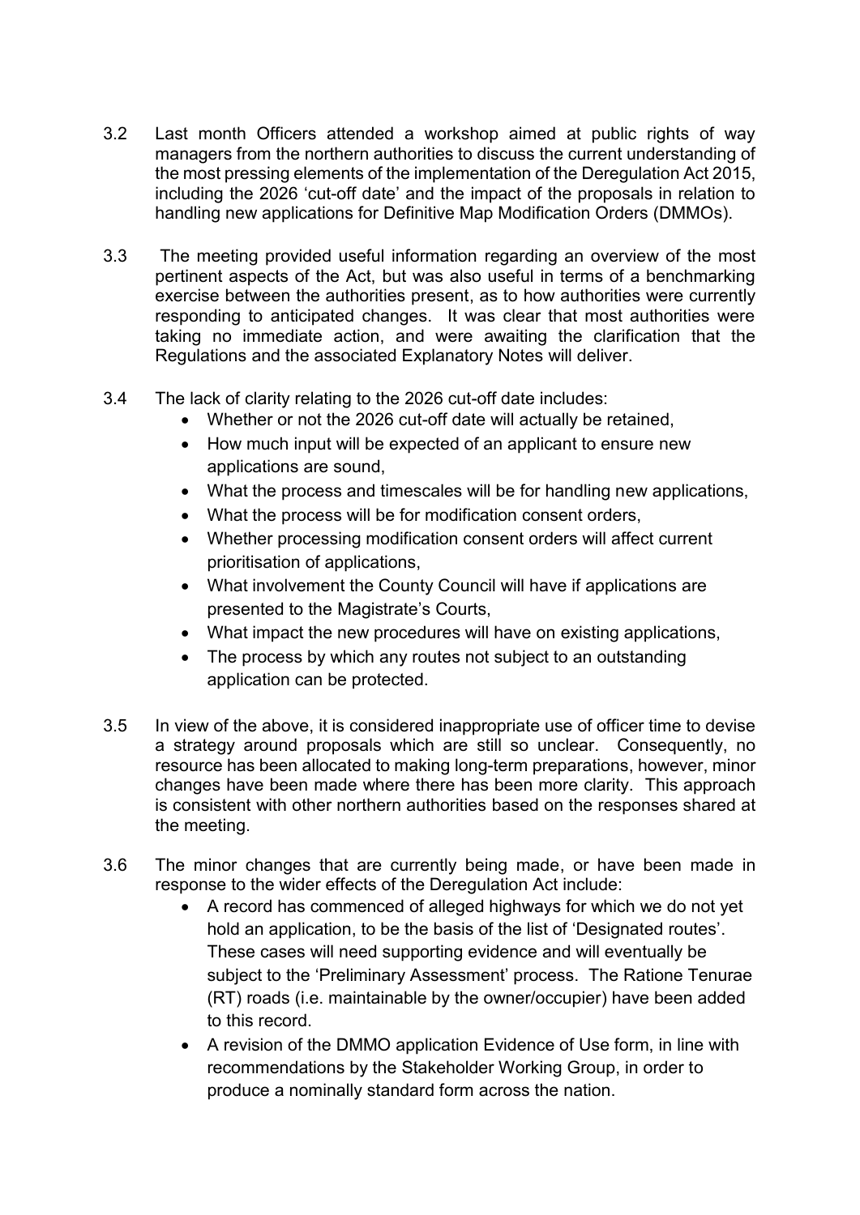3.2 Last month Officers attended a workshop aimed at public rights of way managers from the northern authorities to discuss the current understanding of the most pressing elements of the implementation of the Deregulation Act 2015, including the 2026 'cut-off date' and the impact of the proposals in relation to handling new applications for Definitive Map Modification Orders (DMMOs).

3.3 The meeting provided useful information regarding an overview of the most pertinent aspects of the Act, but was also useful in terms of a benchmarking exercise between the authorities present, as to how authorities were currently responding to anticipated changes. It was clear that most authorities were taking no immediate action, and were awaiting the clarification that the Regulations and the associated Explanatory Notes will deliver.

3.4 The lack of clarity relating to the 2026 cut-off date includes:

- Whether or not the 2026 cut-off date will actually be retained,
- How much input will be expected of an applicant to ensure new applications are sound,
- What the process and timescales will be for handling new applications,
- What the process will be for modification consent orders,
- Whether processing modification consent orders will affect current prioritisation of applications,
- What involvement the County Council will have if applications are presented to the Magistrate's Courts,
- What impact the new procedures will have on existing applications,
- The process by which any routes not subject to an outstanding application can be protected.

3.5 In view of the above, it is considered inappropriate use of officer time to devise a strategy around proposals which are still so unclear. Consequently, no resource has been allocated to making long-term preparations, however, minor changes have been made where there has been more clarity. This approach is consistent with other northern authorities based on the responses shared at the meeting.

3.6 The minor changes that are currently being made, or have been made in response to the wider effects of the Deregulation Act include:

- A record has commenced of alleged highways for which we do not yet hold an application, to be the basis of the list of 'Designated routes'. These cases will need supporting evidence and will eventually be subject to the 'Preliminary Assessment' process. The Ratione Tenurae (RT) roads (i.e. maintainable by the owner/occupier) have been added to this record.
- A revision of the DMMO application Evidence of Use form, in line with recommendations by the Stakeholder Working Group, in order to produce a nominally standard form across the nation.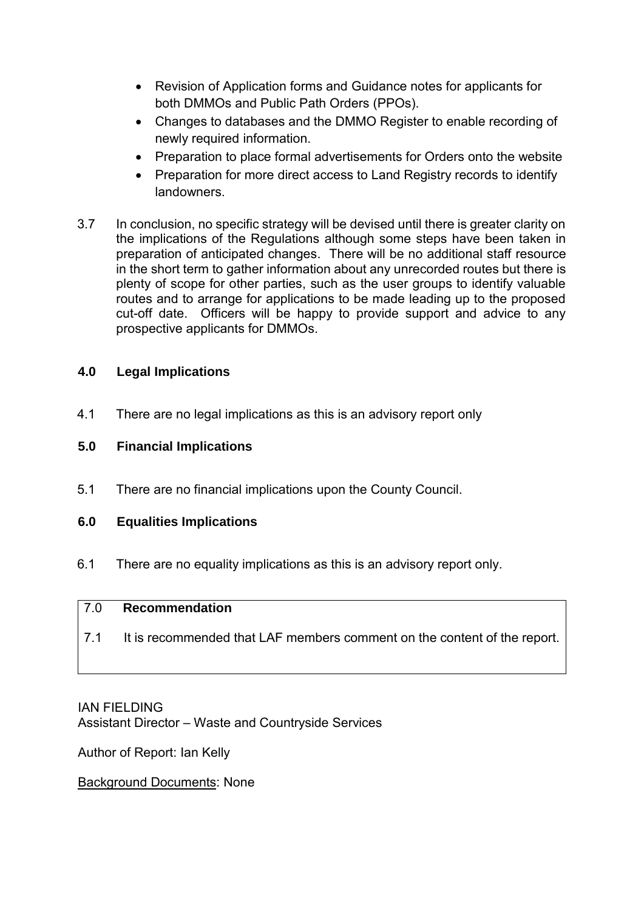- Revision of Application forms and Guidance notes for applicants for both DMMOs and Public Path Orders (PPOs).
- Changes to databases and the DMMO Register to enable recording of newly required information.
- Preparation to place formal advertisements for Orders onto the website
- Preparation for more direct access to Land Registry records to identify landowners.

3.7 In conclusion, no specific strategy will be devised until there is greater clarity on the implications of the Regulations although some steps have been taken in preparation of anticipated changes. There will be no additional staff resource in the short term to gather information about any unrecorded routes but there is plenty of scope for other parties, such as the user groups to identify valuable routes and to arrange for applications to be made leading up to the proposed cut-off date. Officers will be happy to provide support and advice to any prospective applicants for DMMOs.

## 4.0 Legal Implications

4.1 There are no legal implications as this is an advisory report only

## 5.0 Financial Implications

5.1 There are no financial implications upon the County Council.

## 6.0 Equalities Implications

6.1 There are no equality implications as this is an advisory report only.

## 7.0 Recommendation

7.1 It is recommended that LAF members comment on the content of the report.

IAN FIELDING
Assistant Director – Waste and Countryside Services

Author of Report: Ian Kelly

Background Documents: None